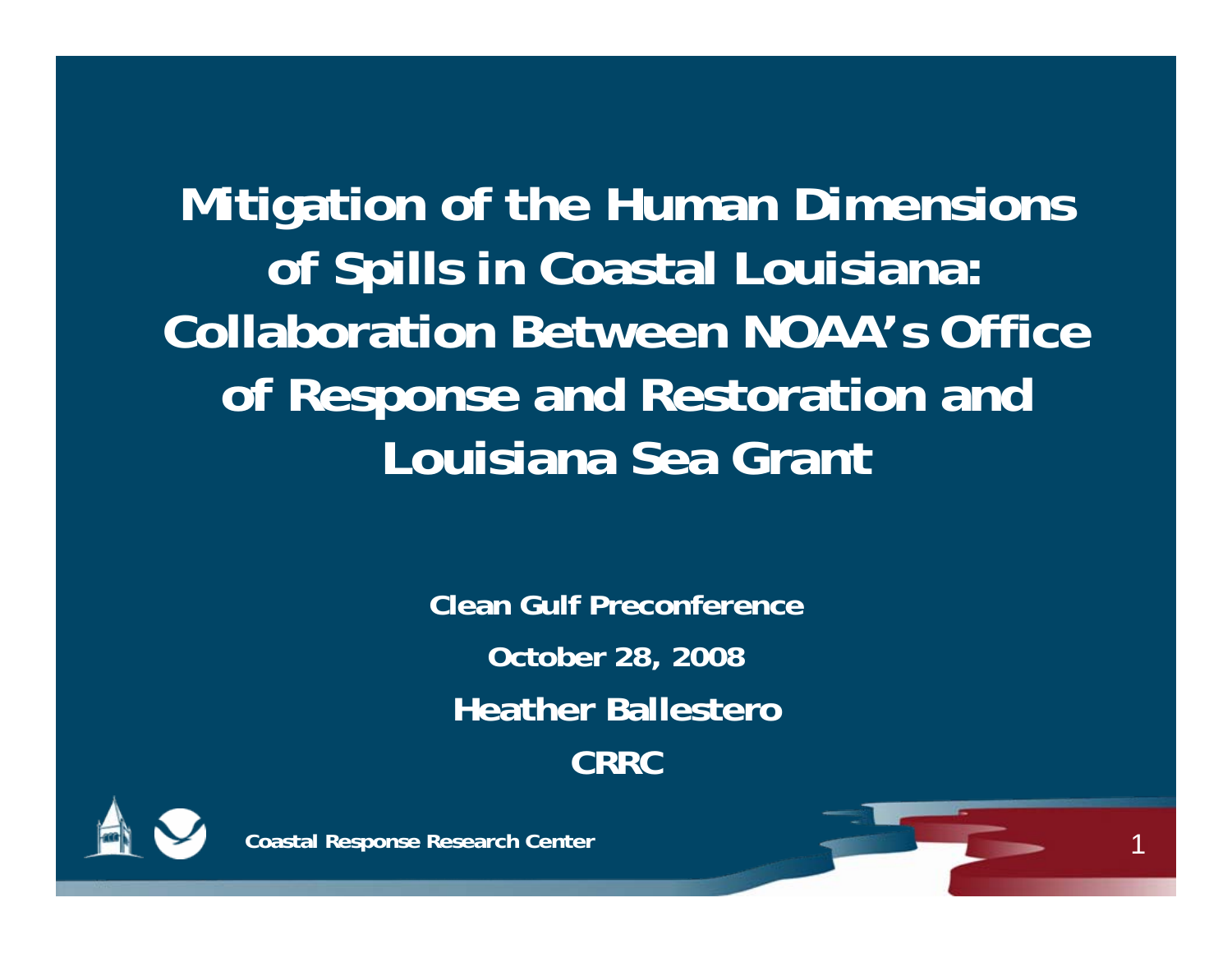# Mitigation of the Human Dimensions of Spills in Coastal Louisiana: Collaboration Between NOAA's Office of Response and Restoration and Louisiana Sea Grant

**Clean Gulf Preconference**

**October 28, 2008**

**Heather Ballestero**

**CRRC**

**Coastal Response Research Center**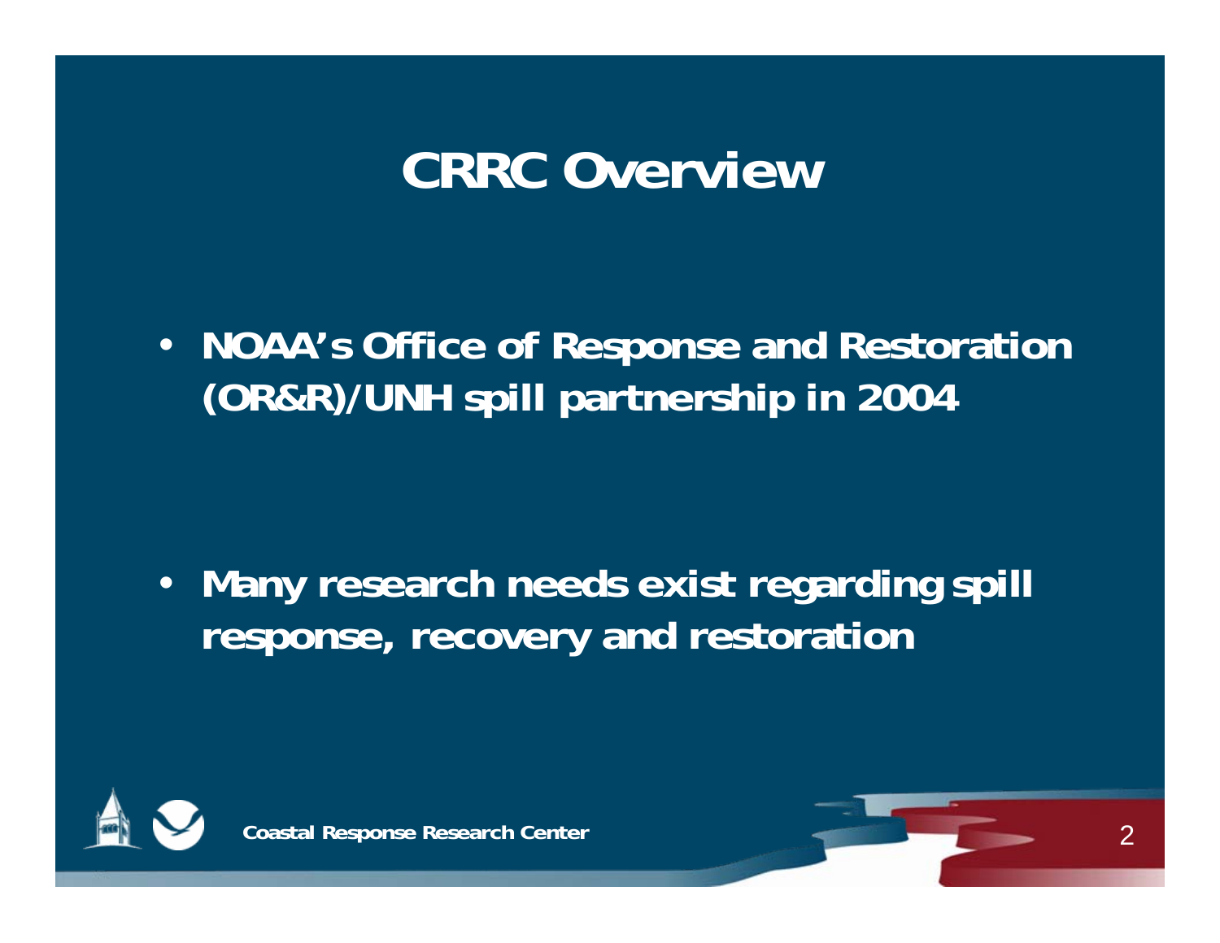# CRRC Overview

- NOAA's Office of Response and Restoration (OR&R)/UNH spill partnership in 2004

- Many research needs exist regarding spill response, recovery and restoration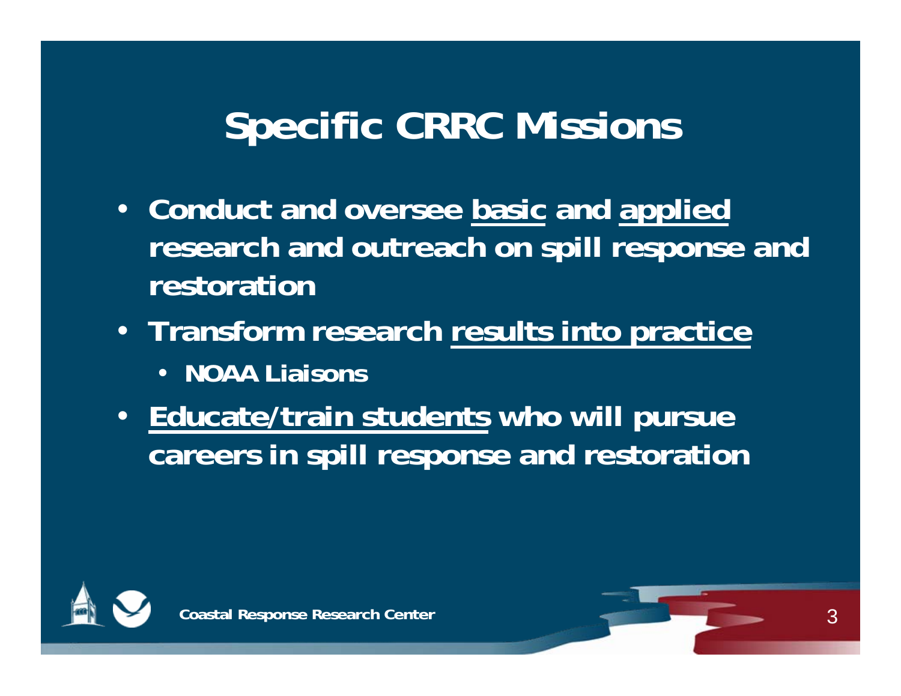# Specific CRRC Missions

- **Conduct and oversee <u>basic</u> and <u>applied</u> research and outreach on spill response and restoration**
- **Transform research <u>results into practice</u>**
  - **NOAA Liaisons**
- **<u>Educate/train students</u> who will pursue careers in spill response and restoration**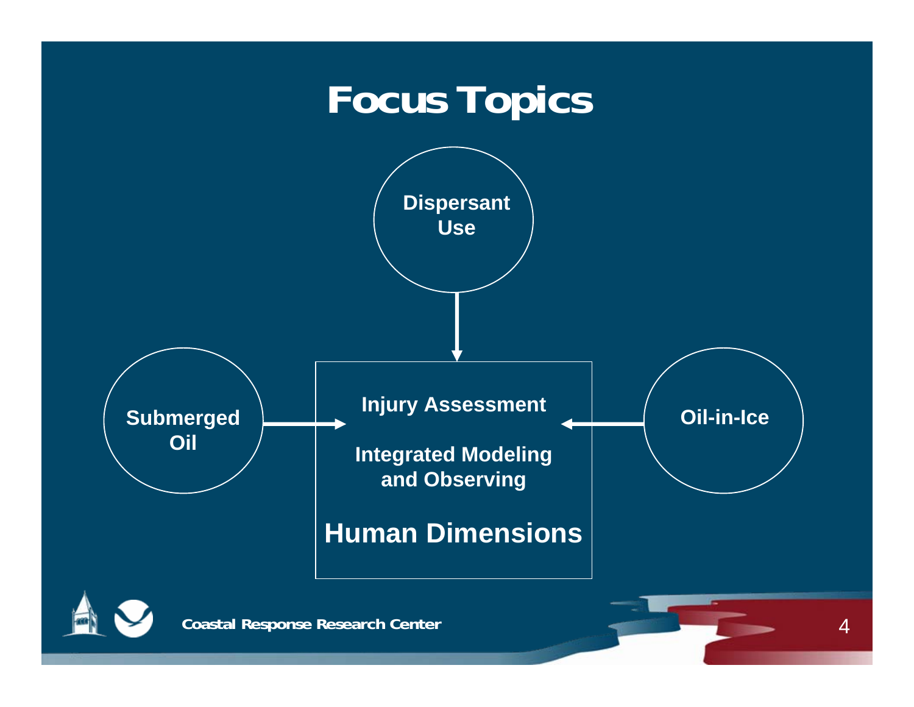# Focus Topics

Dispersant Use

Submerged Oil

Oil-in-Ice

Injury Assessment

Integrated Modeling and Observing

Human Dimensions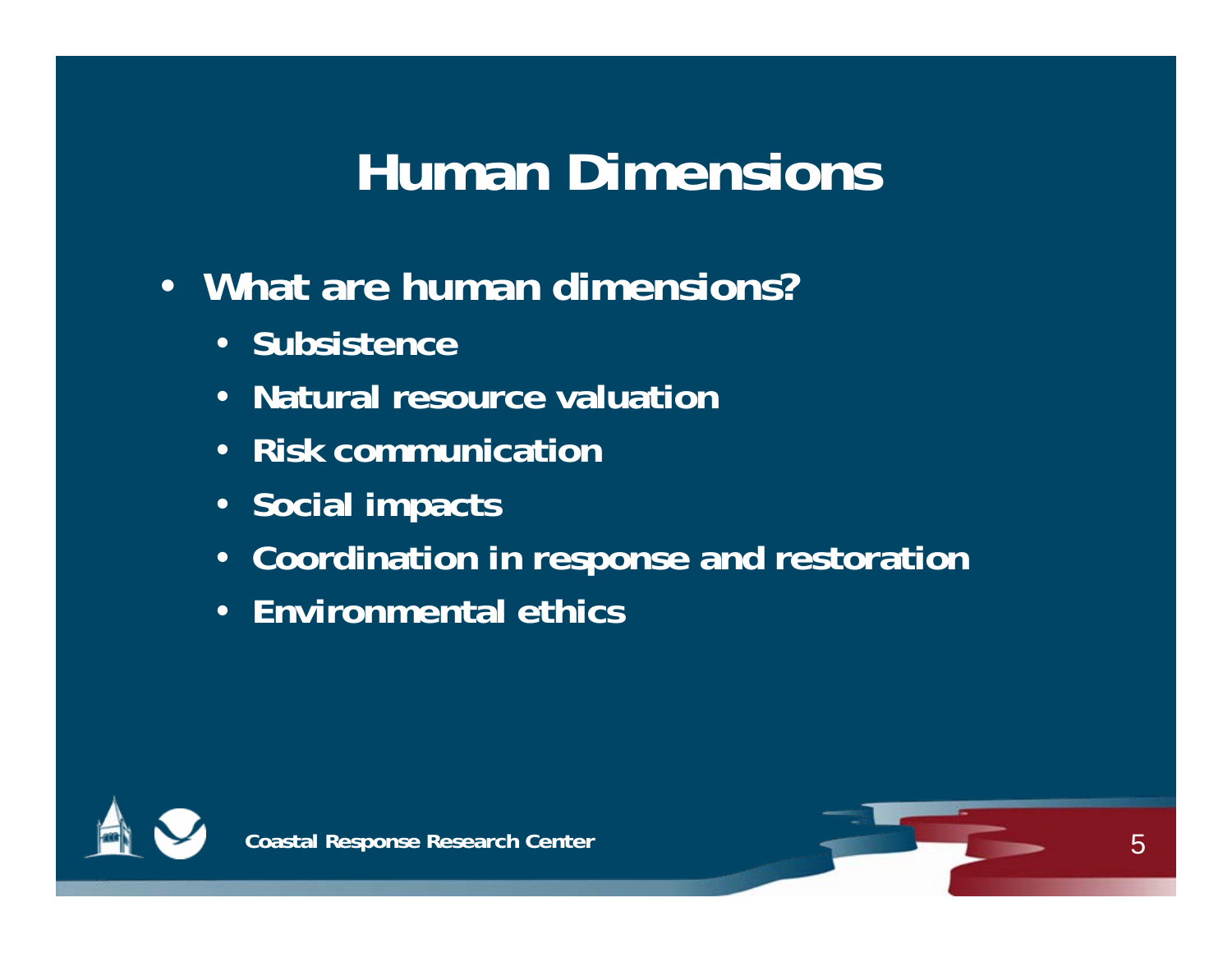# Human Dimensions

- What are human dimensions?
  - Subsistence
  - Natural resource valuation
  - Risk communication
  - Social impacts
  - Coordination in response and restoration
  - Environmental ethics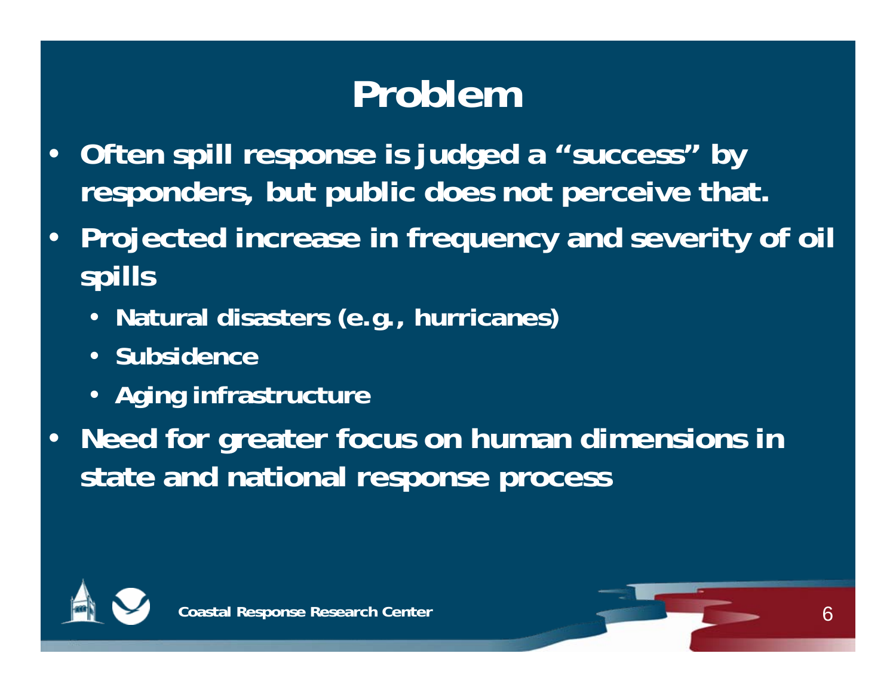# Problem

- Often spill response is judged a "success" by responders, but public does not perceive that.
- Projected increase in frequency and severity of oil spills
  - Natural disasters (e.g., hurricanes)
  - Subsidence
  - Aging infrastructure
- Need for greater focus on human dimensions in state and national response process

Coastal Response Research Center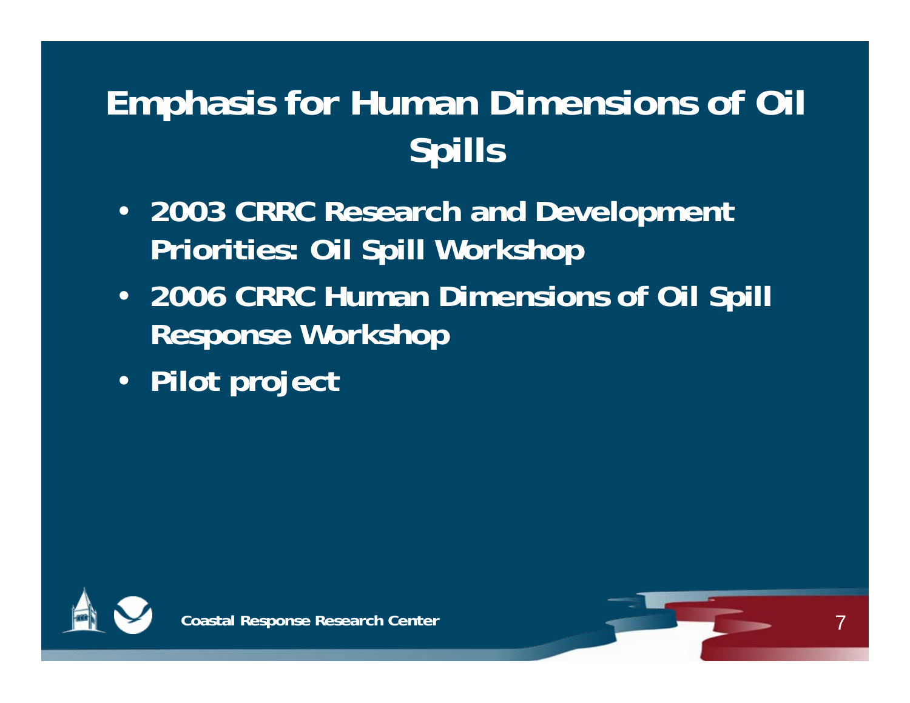# Emphasis for Human Dimensions of Oil Spills

- 2003 CRRC Research and Development Priorities: Oil Spill Workshop
- 2006 CRRC Human Dimensions of Oil Spill Response Workshop
- Pilot project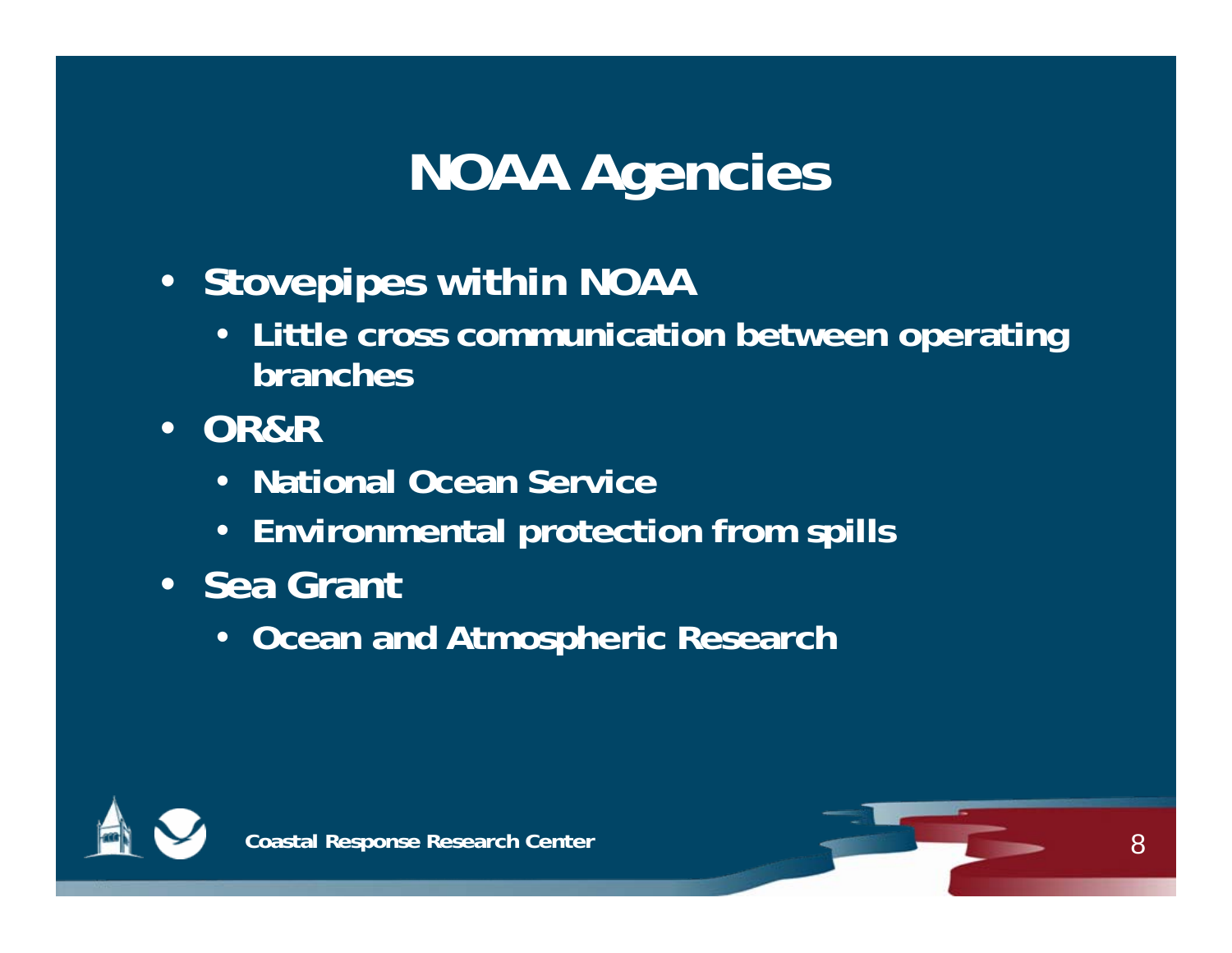# NOAA Agencies

- Stovepipes within NOAA
  - Little cross communication between operating branches
- OR&R
  - National Ocean Service
  - Environmental protection from spills
- Sea Grant
  - Ocean and Atmospheric Research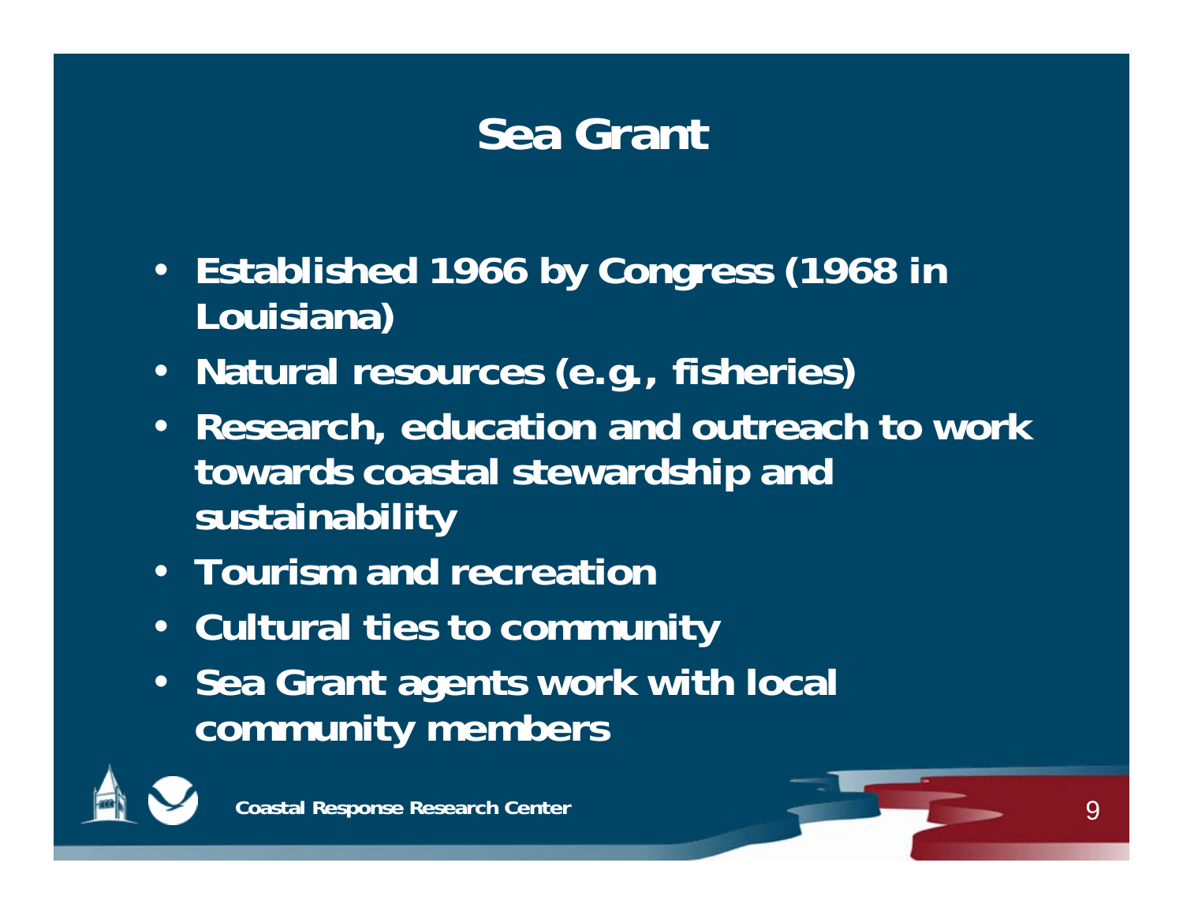# Sea Grant

- Established 1966 by Congress (1968 in Louisiana)
- Natural resources (e.g., fisheries)
- Research, education and outreach to work towards coastal stewardship and sustainability
- Tourism and recreation
- Cultural ties to community
- Sea Grant agents work with local community members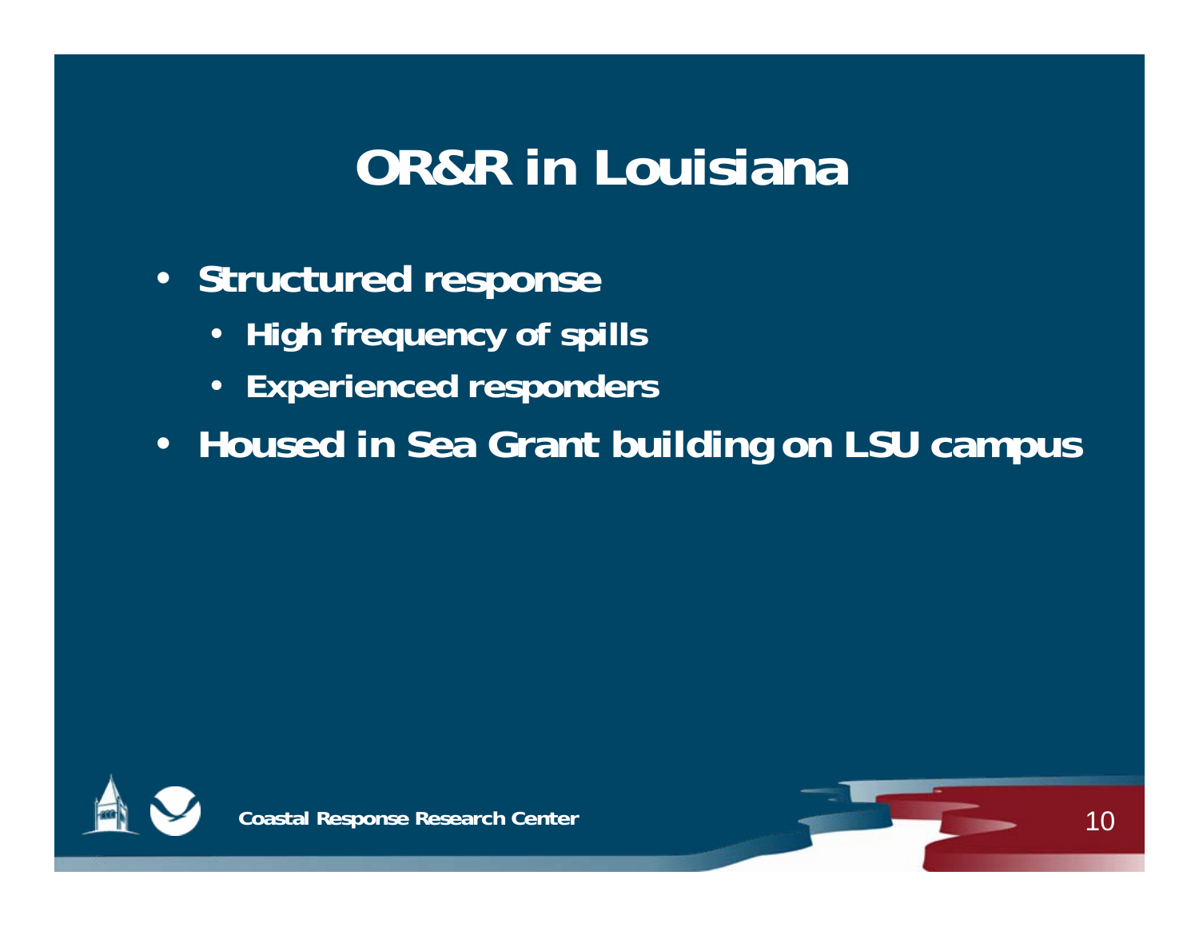# OR&R in Louisiana

- Structured response
  - High frequency of spills
  - Experienced responders
- Housed in Sea Grant building on LSU campus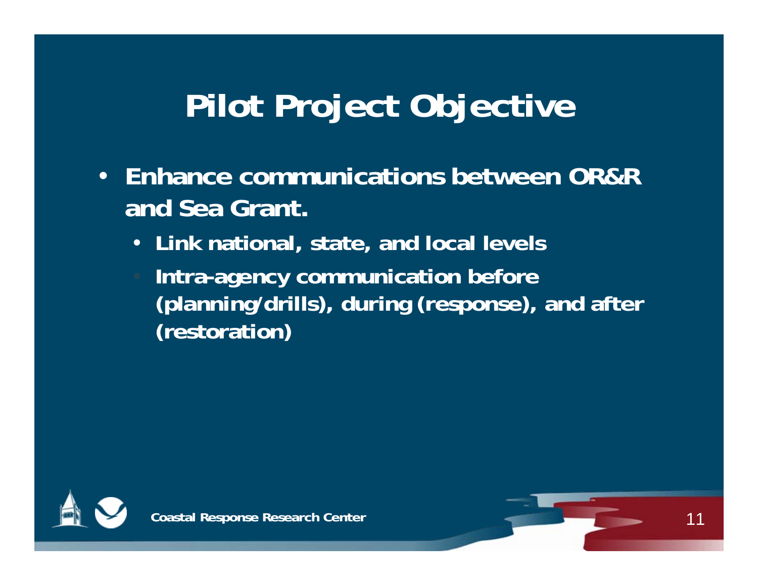# Pilot Project Objective

- Enhance communications between OR&R and Sea Grant.
  - Link national, state, and local levels
  - Intra-agency communication before (planning/drills), during (response), and after (restoration)

Coastal Response Research Center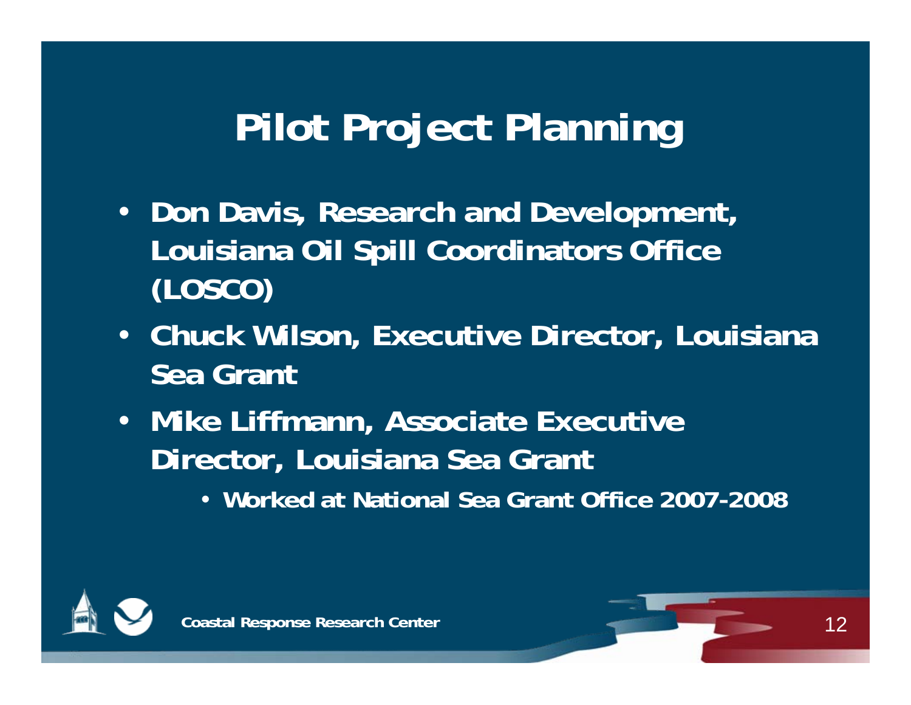# Pilot Project Planning

- Don Davis, Research and Development, Louisiana Oil Spill Coordinators Office (LOSCO)
- Chuck Wilson, Executive Director, Louisiana Sea Grant
- Mike Liffmann, Associate Executive Director, Louisiana Sea Grant
  - Worked at National Sea Grant Office 2007-2008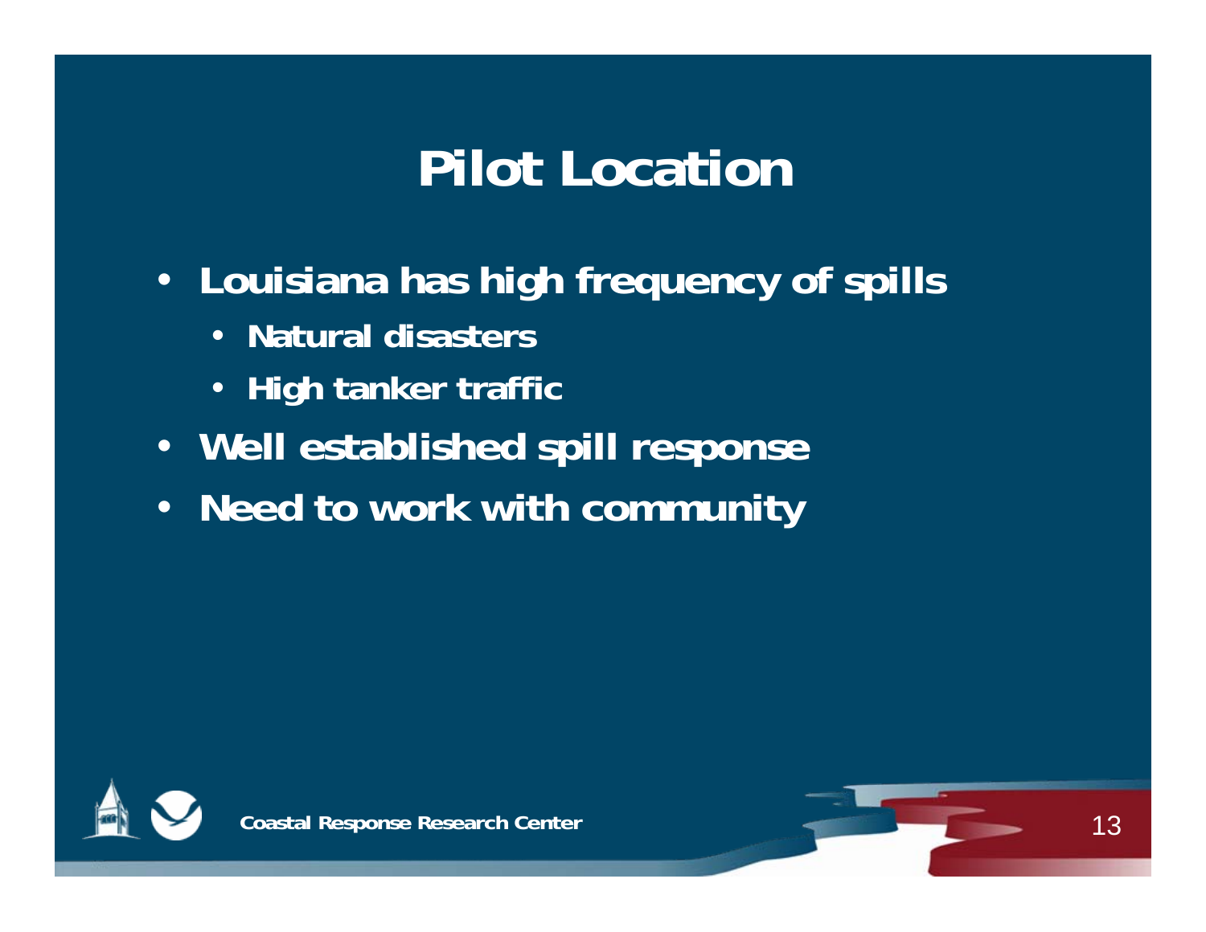# Pilot Location

- Louisiana has high frequency of spills
  - Natural disasters
  - High tanker traffic
- Well established spill response
- Need to work with community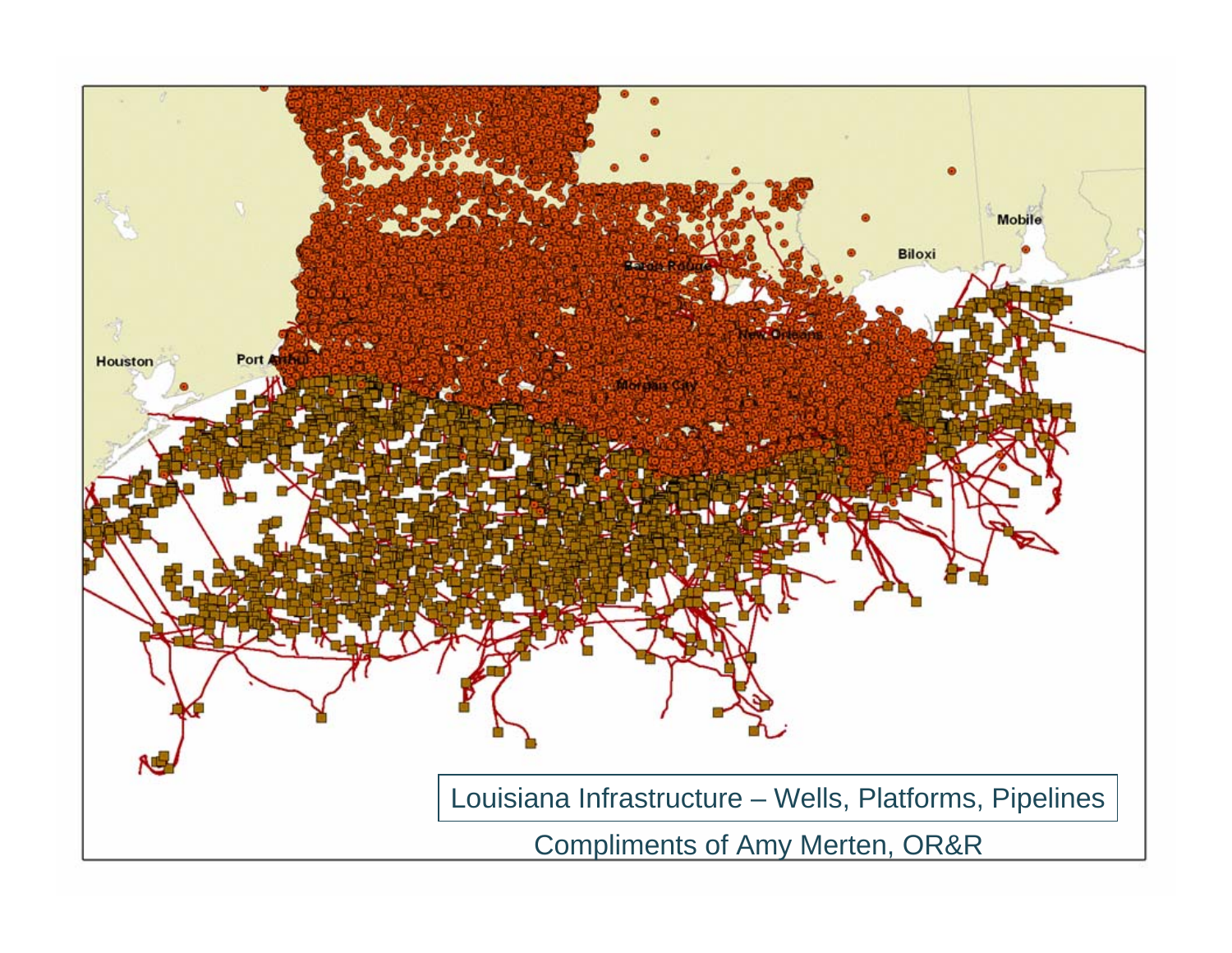Louisiana Infrastructure – Wells, Platforms, Pipelines

Compliments of Amy Merten, OR&R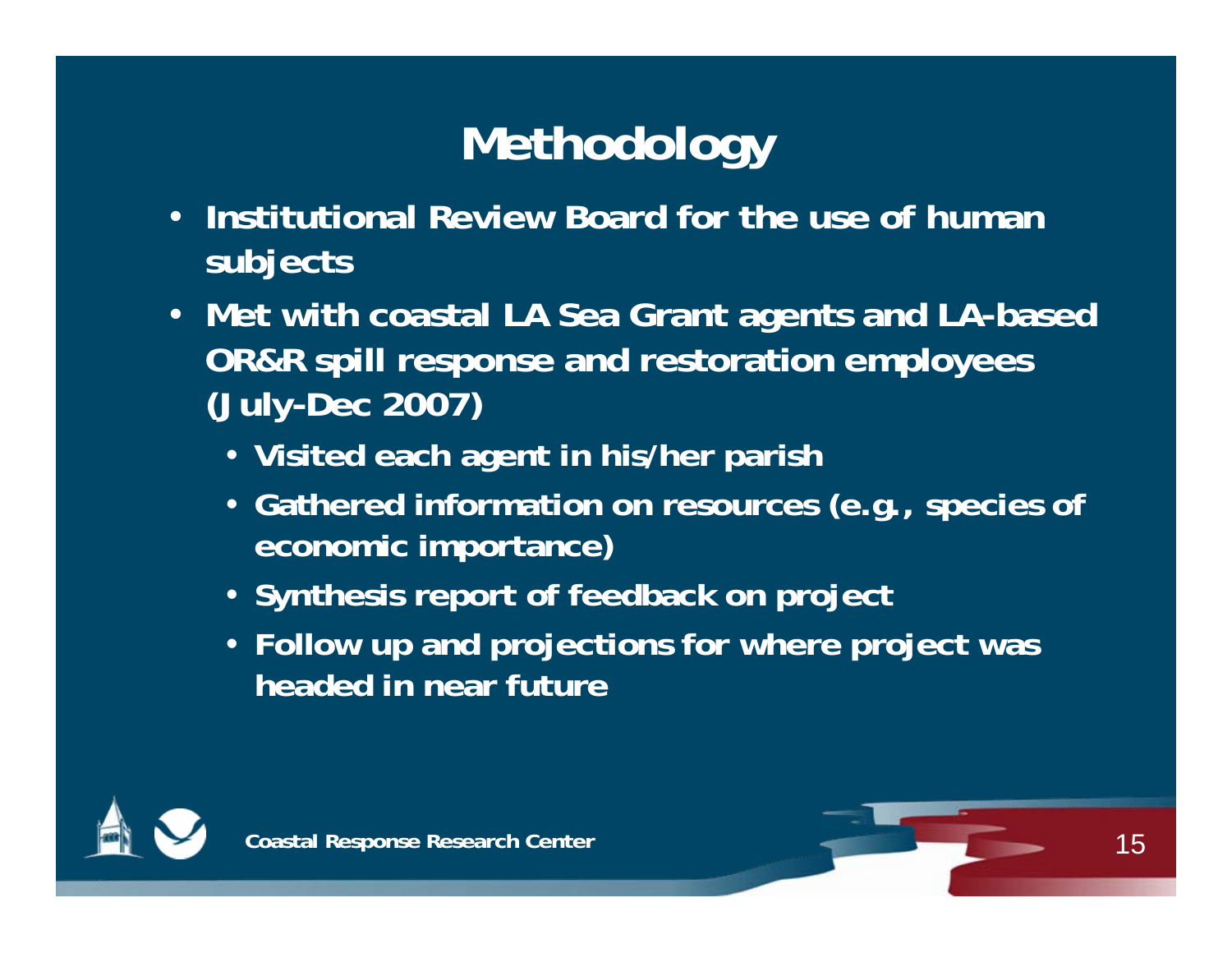# Methodology

- Institutional Review Board for the use of human subjects
- Met with coastal LA Sea Grant agents and LA-based OR&R spill response and restoration employees (July-Dec 2007)
  - Visited each agent in his/her parish
  - Gathered information on resources (e.g., species of economic importance)
  - Synthesis report of feedback on project
  - Follow up and projections for where project was headed in near future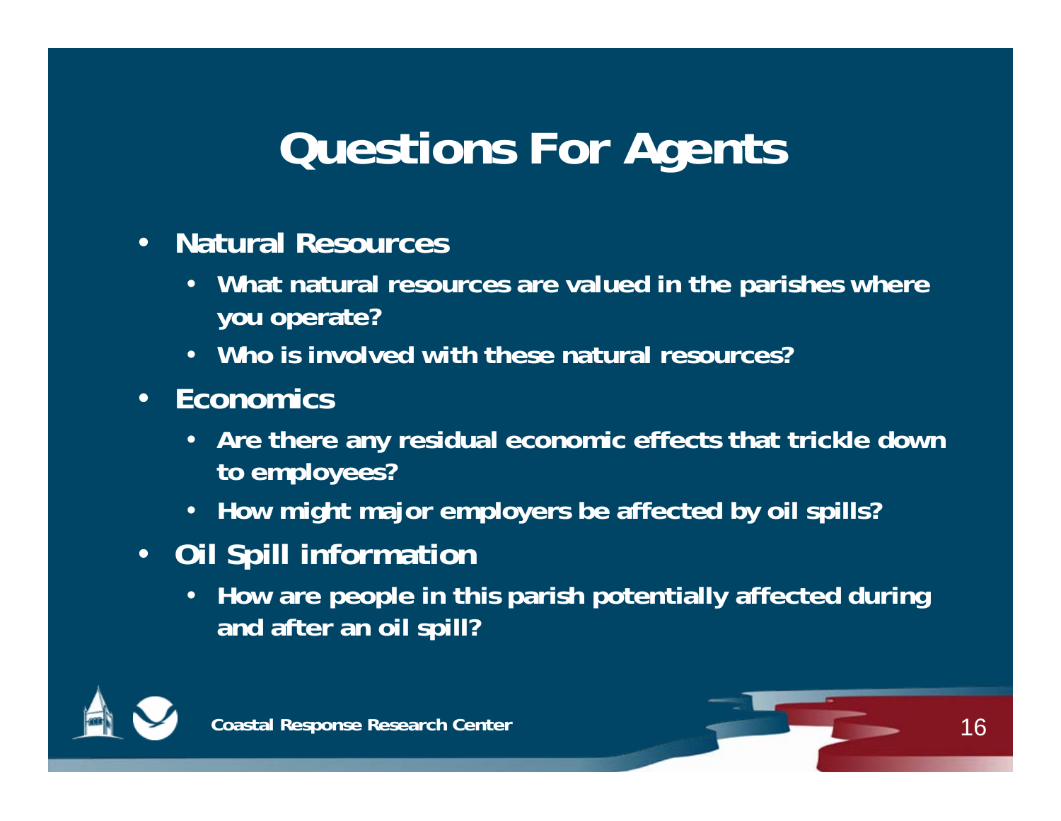# Questions For Agents

- **Natural Resources**
  - **What natural resources are valued in the parishes where you operate?**
  - **Who is involved with these natural resources?**
- **Economics**
  - **Are there any residual economic effects that trickle down to employees?**
  - **How might major employers be affected by oil spills?**
- **Oil Spill information**
  - **How are people in this parish potentially affected during and after an oil spill?**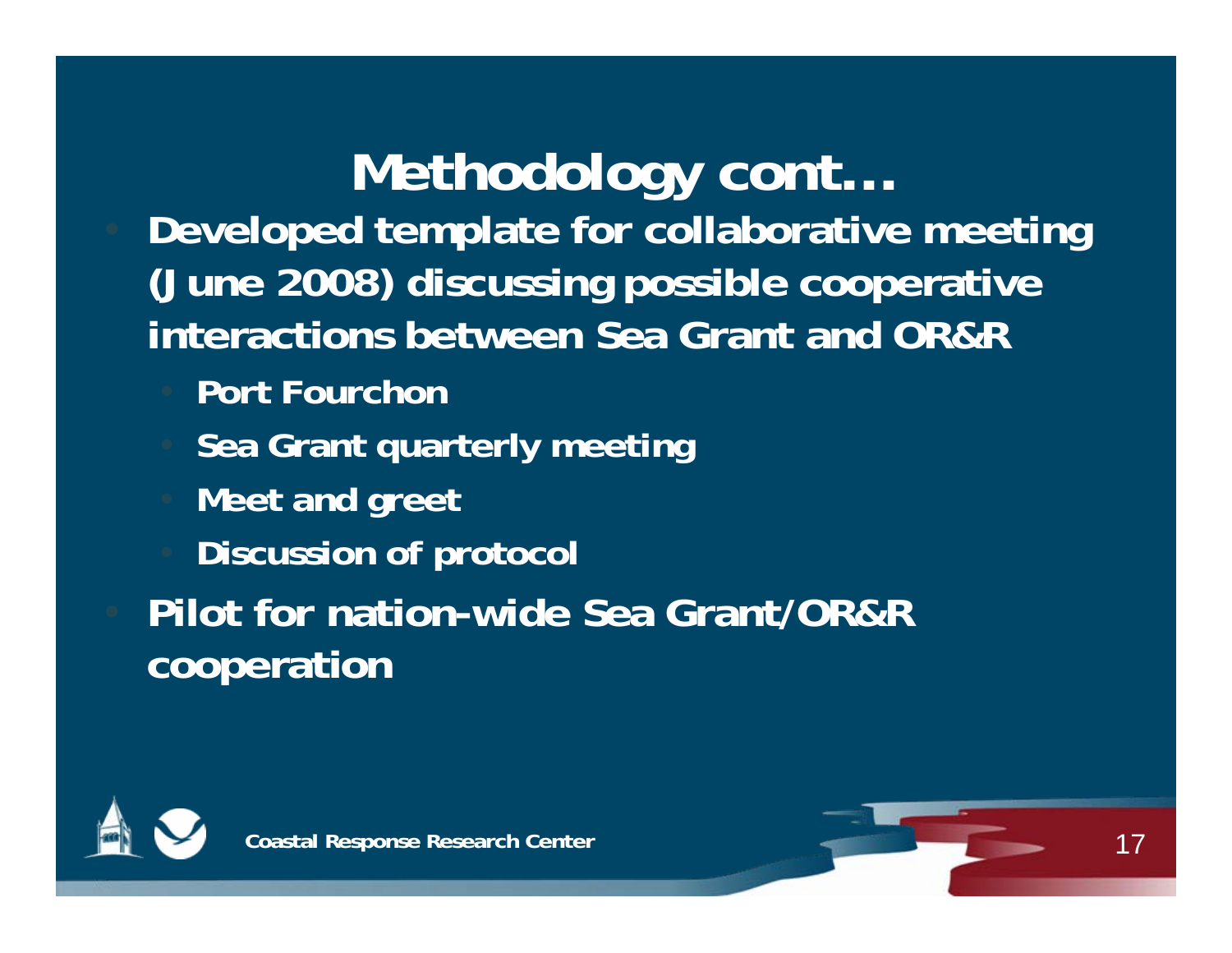# Methodology cont…

- Developed template for collaborative meeting (June 2008) discussing possible cooperative interactions between Sea Grant and OR&R
  - Port Fourchon
  - Sea Grant quarterly meeting
  - Meet and greet
  - Discussion of protocol
- Pilot for nation-wide Sea Grant/OR&R cooperation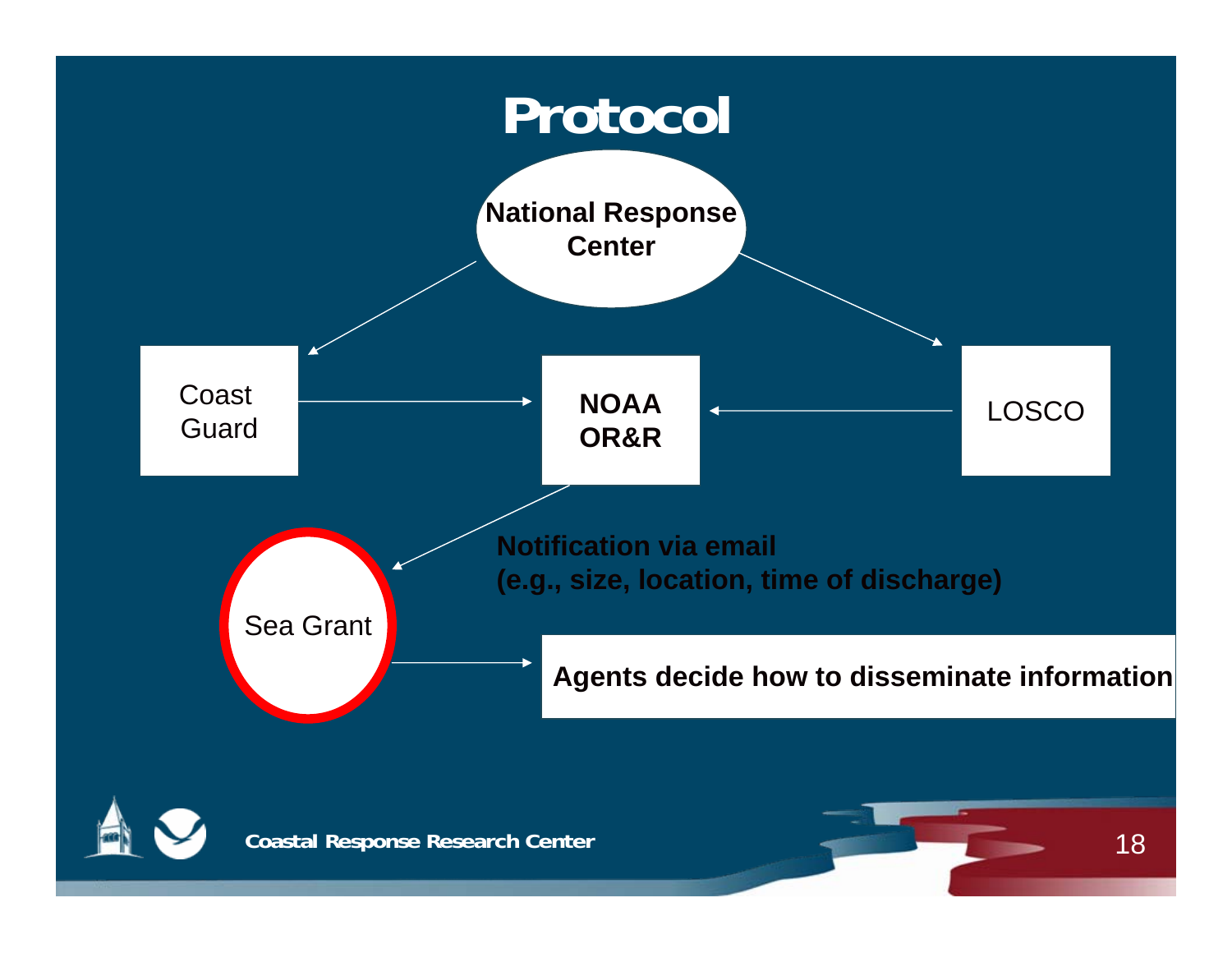# Protocol

National Response Center

Coast Guard

NOAA OR&R

LOSCO

Sea Grant

**Notification via email**
**(e.g., size, location, time of discharge)**

**Agents decide how to disseminate information**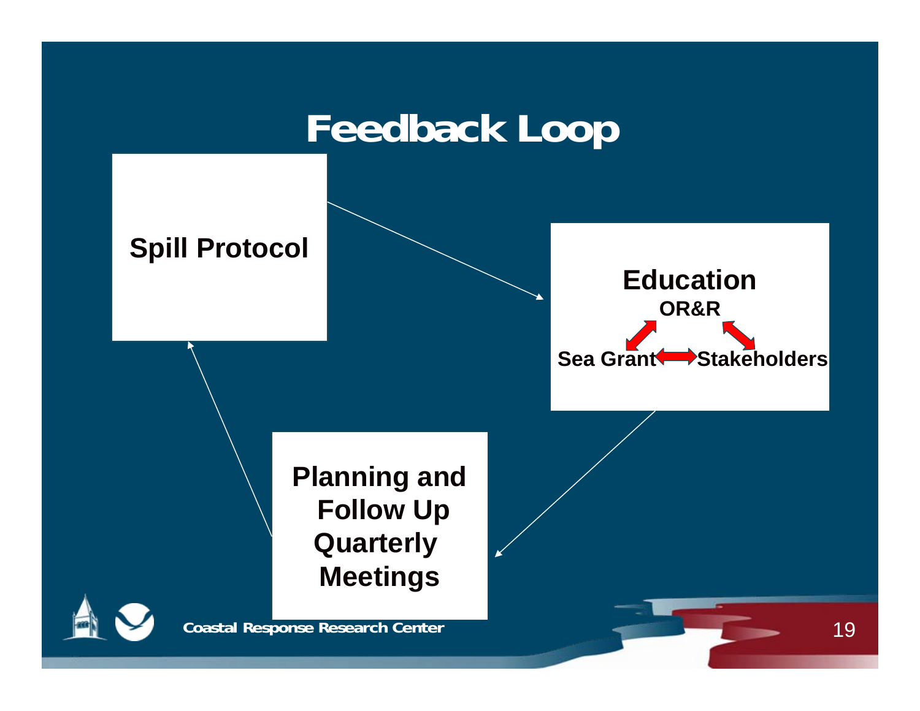# Feedback Loop

**Spill Protocol**

**Education**

**OR&R**

**Sea Grant** ↔ **Stakeholders**

**Planning and Follow Up Quarterly Meetings**

Coastal Response Research Center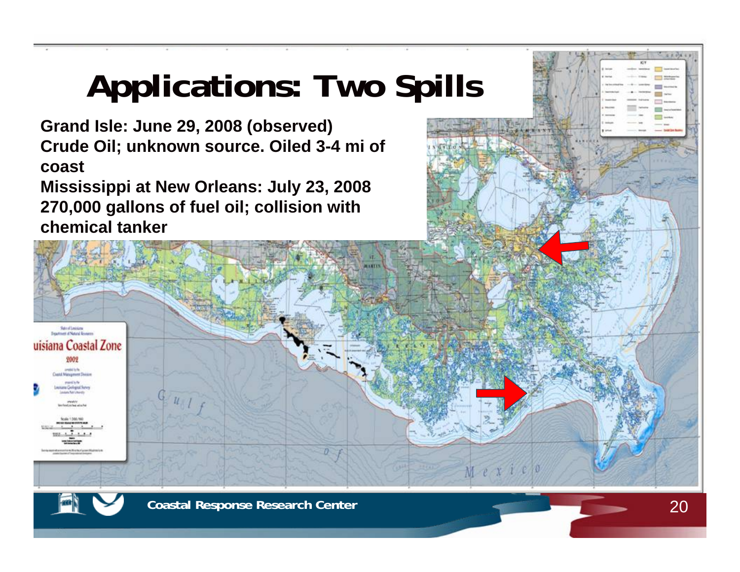# Applications: Two Spills

**Grand Isle: June 29, 2008 (observed)**
**Crude Oil; unknown source. Oiled 3-4 mi of coast**
**Mississippi at New Orleans: July 23, 2008**
**270,000 gallons of fuel oil; collision with chemical tanker**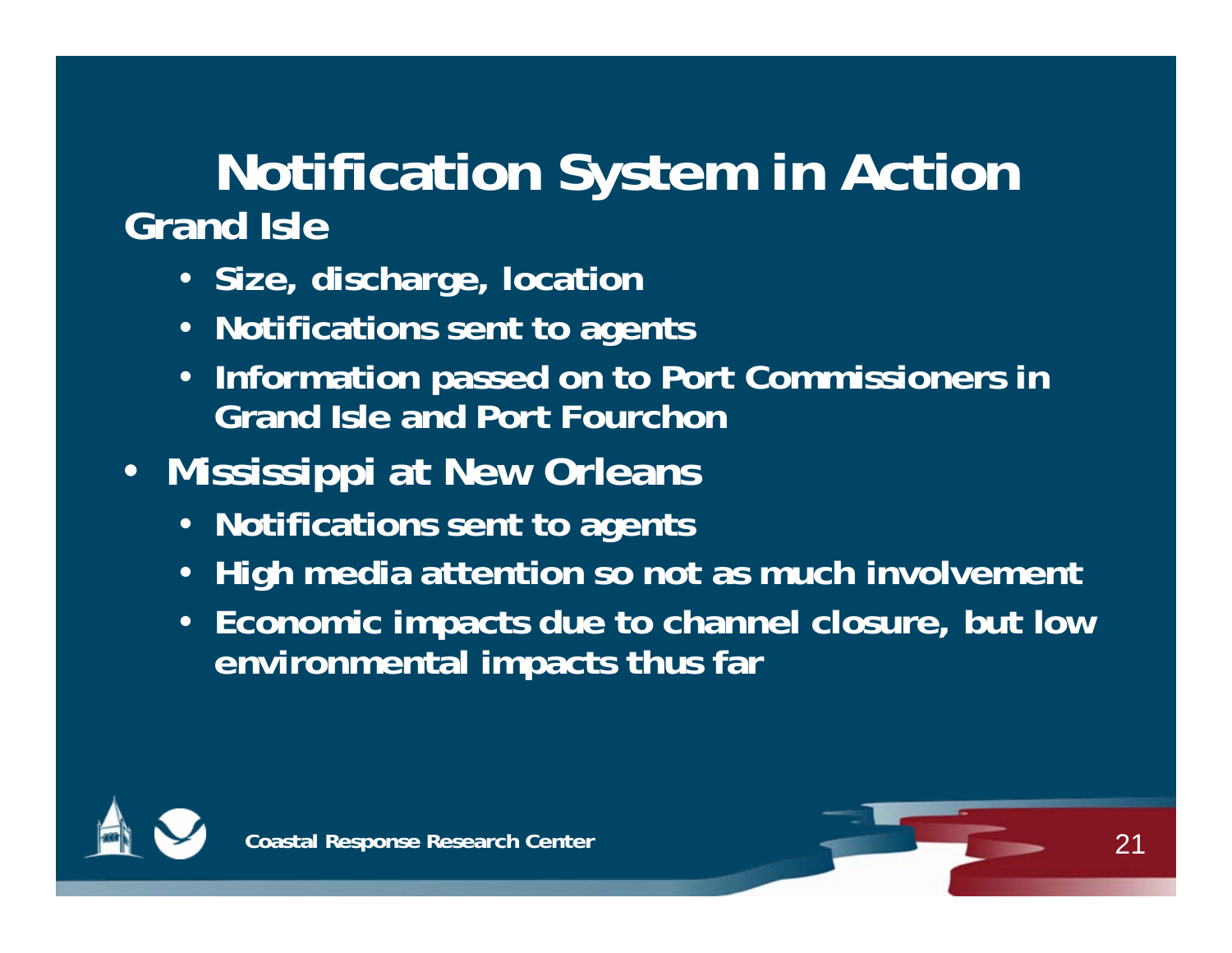# Notification System in Action

**Grand Isle**

- Size, discharge, location
- Notifications sent to agents
- Information passed on to Port Commissioners in Grand Isle and Port Fourchon

- **Mississippi at New Orleans**
  - Notifications sent to agents
  - High media attention so not as much involvement
  - Economic impacts due to channel closure, but low environmental impacts thus far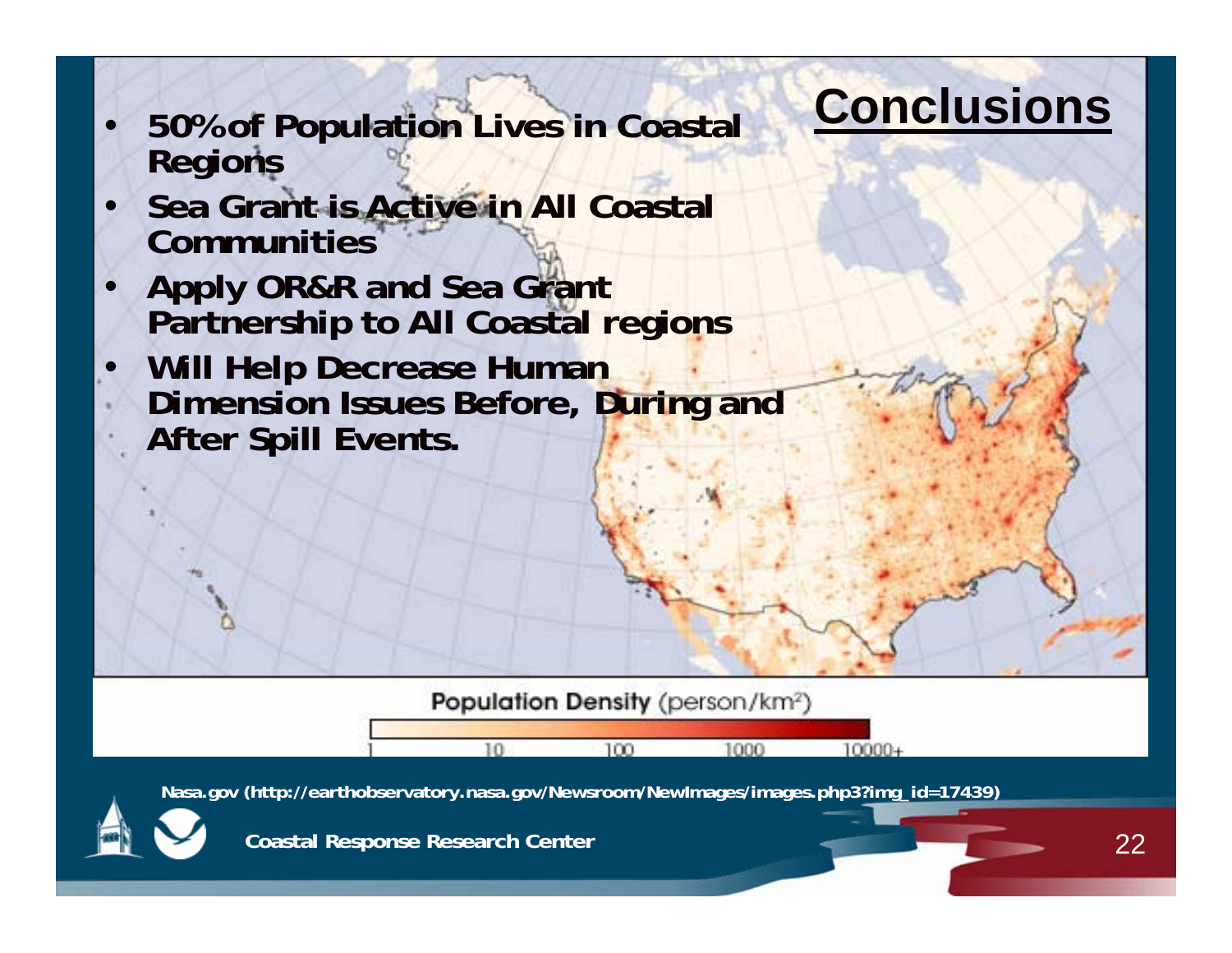# Conclusions

- **50% of Population Lives in Coastal Regions**
- **Sea Grant is Active in All Coastal Communities**
- **Apply OR&R and Sea Grant Partnership to All Coastal regions**
- **Will Help Decrease Human Dimension Issues Before, During and After Spill Events.**

Population Density (person/km²)

1 10 100 1000 10000+

**Nasa.gov (http://earthobservatory.nasa.gov/Newsroom/NewImages/images.php3?img_id=17439)**

**Coastal Response Research Center**